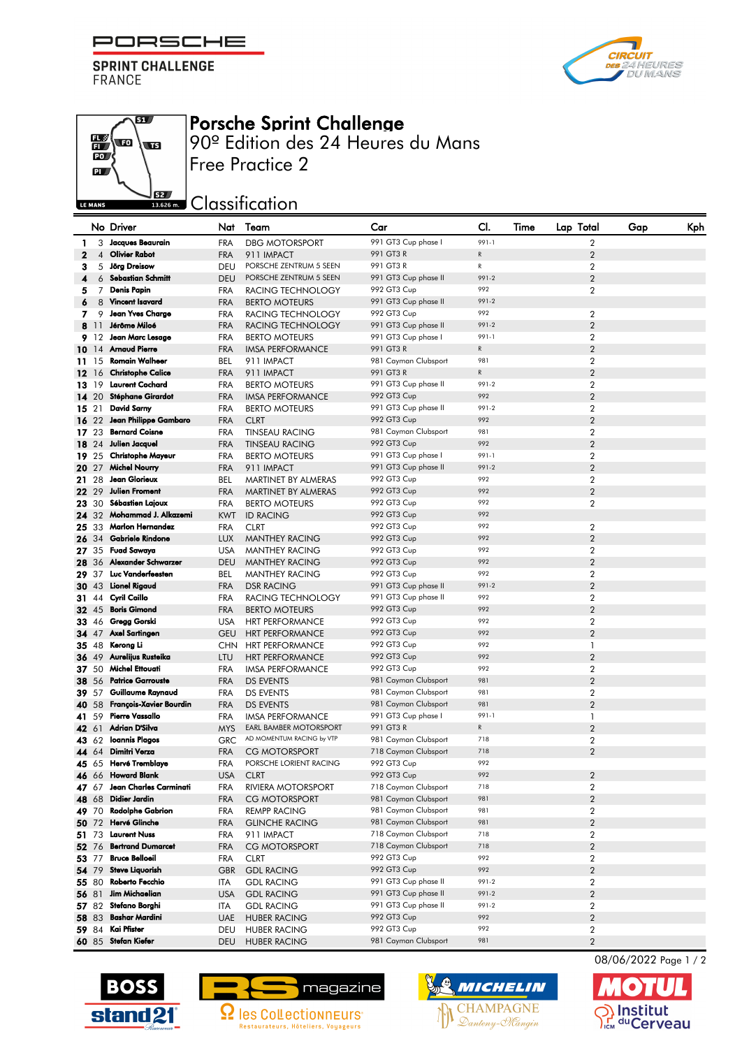# Porsche Sprint Challenge

90º Edition des 24 Heures du Mans

Free Practice 2

## Classification

| | No | Driver | Nat | Team | Car | Cl. | Time | Lap | Total | Gap | Kph |
|---|---|---|---|---|---|---|---|---|---|---|---|
| 1 | 3 | Jacques Beaurain | FRA | DBG MOTORSPORT | 991 GT3 Cup phase I | 991-1 | | | 2 | | |
| 2 | 4 | Olivier Rabot | FRA | 911 IMPACT | 991 GT3 R | R | | | 2 | | |
| 3 | 5 | Jörg Dreisow | DEU | PORSCHE ZENTRUM 5 SEEN | 991 GT3 R | R | | | 2 | | |
| 4 | 6 | Sebastian Schmitt | DEU | PORSCHE ZENTRUM 5 SEEN | 991 GT3 Cup phase II | 991-2 | | | 2 | | |
| 5 | 7 | Denis Papin | FRA | RACING TECHNOLOGY | 992 GT3 Cup | 992 | | | 2 | | |
| 6 | 8 | Vincent Isavard | FRA | BERTO MOTEURS | 991 GT3 Cup phase II | 991-2 | | | | | |
| 7 | 9 | Jean Yves Charge | FRA | RACING TECHNOLOGY | 992 GT3 Cup | 992 | | | 2 | | |
| 8 | 11 | Jérôme Miloé | FRA | RACING TECHNOLOGY | 991 GT3 Cup phase II | 991-2 | | | 2 | | |
| 9 | 12 | Jean Marc Lesage | FRA | BERTO MOTEURS | 991 GT3 Cup phase I | 991-1 | | | 2 | | |
| 10 | 14 | Arnaud Pierre | FRA | IMSA PERFORMANCE | 991 GT3 R | R | | | 2 | | |
| 11 | 15 | Romain Walheer | BEL | 911 IMPACT | 981 Cayman Clubsport | 981 | | | 2 | | |
| 12 | 16 | Christophe Calice | FRA | 911 IMPACT | 991 GT3 R | R | | | 2 | | |
| 13 | 19 | Laurent Cochard | FRA | BERTO MOTEURS | 991 GT3 Cup phase II | 991-2 | | | 2 | | |
| 14 | 20 | Stéphane Girardot | FRA | IMSA PERFORMANCE | 992 GT3 Cup | 992 | | | 2 | | |
| 15 | 21 | David Sarny | FRA | BERTO MOTEURS | 991 GT3 Cup phase II | 991-2 | | | 2 | | |
| 16 | 22 | Jean Philippe Gambaro | FRA | CLRT | 992 GT3 Cup | 992 | | | 2 | | |
| 17 | 23 | Bernard Coisne | FRA | TINSEAU RACING | 981 Cayman Clubsport | 981 | | | 2 | | |
| 18 | 24 | Julien Jacquel | FRA | TINSEAU RACING | 992 GT3 Cup | 992 | | | 2 | | |
| 19 | 25 | Christophe Mayeur | FRA | BERTO MOTEURS | 991 GT3 Cup phase I | 991-1 | | | 2 | | |
| 20 | 27 | Michel Nourry | FRA | 911 IMPACT | 991 GT3 Cup phase II | 991-2 | | | 2 | | |
| 21 | 28 | Jean Glorieux | BEL | MARTINET BY ALMERAS | 992 GT3 Cup | 992 | | | 2 | | |
| 22 | 29 | Julien Froment | FRA | MARTINET BY ALMERAS | 992 GT3 Cup | 992 | | | 2 | | |
| 23 | 30 | Sébastien Lajoux | FRA | BERTO MOTEURS | 992 GT3 Cup | 992 | | | 2 | | |
| 24 | 32 | Mohammad J. Alkazemi | KWT | ID RACING | 992 GT3 Cup | 992 | | | | | |
| 25 | 33 | Marlon Hernandez | FRA | CLRT | 992 GT3 Cup | 992 | | | 2 | | |
| 26 | 34 | Gabriele Rindone | LUX | MANTHEY RACING | 992 GT3 Cup | 992 | | | 2 | | |
| 27 | 35 | Fuad Sawaya | USA | MANTHEY RACING | 992 GT3 Cup | 992 | | | 2 | | |
| 28 | 36 | Alexander Schwarzer | DEU | MANTHEY RACING | 992 GT3 Cup | 992 | | | 2 | | |
| 29 | 37 | Luc Vanderfeesten | BEL | MANTHEY RACING | 992 GT3 Cup | 992 | | | 2 | | |
| 30 | 43 | Lionel Rigaud | FRA | DSR RACING | 991 GT3 Cup phase II | 991-2 | | | 2 | | |
| 31 | 44 | Cyril Caillo | FRA | RACING TECHNOLOGY | 991 GT3 Cup phase II | 992 | | | 2 | | |
| 32 | 45 | Boris Gimond | FRA | BERTO MOTEURS | 992 GT3 Cup | 992 | | | 2 | | |
| 33 | 46 | Gregg Gorski | USA | HRT PERFORMANCE | 992 GT3 Cup | 992 | | | 2 | | |
| 34 | 47 | Axel Sartingen | GEU | HRT PERFORMANCE | 992 GT3 Cup | 992 | | | 2 | | |
| 35 | 48 | Kerong Li | CHN | HRT PERFORMANCE | 992 GT3 Cup | 992 | | | 1 | | |
| 36 | 49 | Aurelijus Rusteika | LTU | HRT PERFORMANCE | 992 GT3 Cup | 992 | | | 2 | | |
| 37 | 50 | Michel Ettouati | FRA | IMSA PERFORMANCE | 992 GT3 Cup | 992 | | | 2 | | |
| 38 | 56 | Patrice Garrouste | FRA | DS EVENTS | 981 Cayman Clubsport | 981 | | | 2 | | |
| 39 | 57 | Guillaume Raynaud | FRA | DS EVENTS | 981 Cayman Clubsport | 981 | | | 2 | | |
| 40 | 58 | François-Xavier Bourdin | FRA | DS EVENTS | 981 Cayman Clubsport | 981 | | | 2 | | |
| 41 | 59 | Pierre Vassallo | FRA | IMSA PERFORMANCE | 991 GT3 Cup phase I | 991-1 | | | 1 | | |
| 42 | 61 | Adrian D'Silva | MYS | EARL BAMBER MOTORSPORT | 991 GT3 R | R | | | 2 | | |
| 43 | 62 | Ioannis Plagos | GRC | AD MOMENTUM RACING by VTP | 981 Cayman Clubsport | 718 | | | 2 | | |
| 44 | 64 | Dimitri Verza | FRA | CG MOTORSPORT | 718 Cayman Clubsport | 718 | | | 2 | | |
| 45 | 65 | Hervé Tremblaye | FRA | PORSCHE LORIENT RACING | 992 GT3 Cup | 992 | | | | | |
| 46 | 66 | Howard Blank | USA | CLRT | 992 GT3 Cup | 992 | | | 2 | | |
| 47 | 67 | Jean Charles Carminati | FRA | RIVIERA MOTORSPORT | 718 Cayman Clubsport | 718 | | | 2 | | |
| 48 | 68 | Didier Jardin | FRA | CG MOTORSPORT | 981 Cayman Clubsport | 981 | | | 2 | | |
| 49 | 70 | Rodolphe Gabrion | FRA | REMPP RACING | 981 Cayman Clubsport | 981 | | | 2 | | |
| 50 | 72 | Hervé Glinche | FRA | GLINCHE RACING | 981 Cayman Clubsport | 981 | | | 2 | | |
| 51 | 73 | Laurent Nuss | FRA | 911 IMPACT | 718 Cayman Clubsport | 718 | | | 2 | | |
| 52 | 76 | Bertrand Dumarcet | FRA | CG MOTORSPORT | 718 Cayman Clubsport | 718 | | | 2 | | |
| 53 | 77 | Bruce Belloeil | FRA | CLRT | 992 GT3 Cup | 992 | | | 2 | | |
| 54 | 79 | Steve Liquorish | GBR | GDL RACING | 992 GT3 Cup | 992 | | | 2 | | |
| 55 | 80 | Roberto Fecchio | ITA | GDL RACING | 991 GT3 Cup phase II | 991-2 | | | 2 | | |
| 56 | 81 | Jim Michaelian | USA | GDL RACING | 991 GT3 Cup phase II | 991-2 | | | 2 | | |
| 57 | 82 | Stefano Borghi | ITA | GDL RACING | 991 GT3 Cup phase II | 991-2 | | | 2 | | |
| 58 | 83 | Bashar Mardini | UAE | HUBER RACING | 992 GT3 Cup | 992 | | | 2 | | |
| 59 | 84 | Kai Pfister | DEU | HUBER RACING | 992 GT3 Cup | 992 | | | 2 | | |
| 60 | 85 | Stefan Kiefer | DEU | HUBER RACING | 981 Cayman Clubsport | 981 | | | 2 | | |

08/06/2022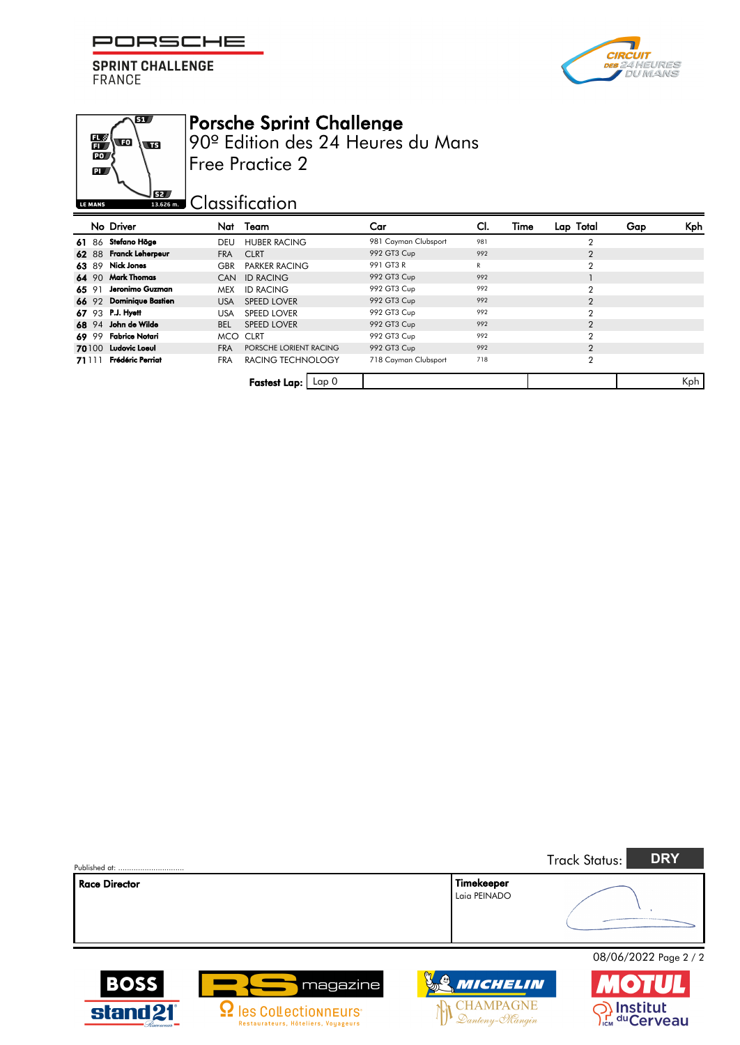PORSCHE

SPRINT CHALLENGE
FRANCE

# Porsche Sprint Challenge

90º Edition des 24 Heures du Mans

Free Practice 2

Classification

LE MANS 13.626 m.

| | No | Driver | Nat | Team | Car | Cl. | Time | Lap | Total | Gap | Kph |
|---|---|---|---|---|---|---|---|---|---|---|---|
| 61 | 86 | **Stefano Höge** | DEU | HUBER RACING | 981 Cayman Clubsport | 981 | | | 2 | | |
| 62 | 88 | **Franck Leherpeur** | FRA | CLRT | 992 GT3 Cup | 992 | | | 2 | | |
| 63 | 89 | **Nick Jones** | GBR | PARKER RACING | 991 GT3 R | R | | | 2 | | |
| 64 | 90 | **Mark Thomas** | CAN | ID RACING | 992 GT3 Cup | 992 | | | 1 | | |
| 65 | 91 | **Jeronimo Guzman** | MEX | ID RACING | 992 GT3 Cup | 992 | | | 2 | | |
| 66 | 92 | **Dominique Bastien** | USA | SPEED LOVER | 992 GT3 Cup | 992 | | | 2 | | |
| 67 | 93 | **P.J. Hyett** | USA | SPEED LOVER | 992 GT3 Cup | 992 | | | 2 | | |
| 68 | 94 | **John de Wilde** | BEL | SPEED LOVER | 992 GT3 Cup | 992 | | | 2 | | |
| 69 | 99 | **Fabrice Notari** | MCO | CLRT | 992 GT3 Cup | 992 | | | 2 | | |
| 70 | 100 | **Ludovic Loeul** | FRA | PORSCHE LORIENT RACING | 992 GT3 Cup | 992 | | | 2 | | |
| 71 | 111 | **Frédéric Perriat** | FRA | RACING TECHNOLOGY | 718 Cayman Clubsport | 718 | | | 2 | | |

**Fastest Lap:** Lap 0 Kph

Published at: ..............................

Track Status: **DRY**

**Race Director**

**Timekeeper**
Laia PEINADO

08/06/2022